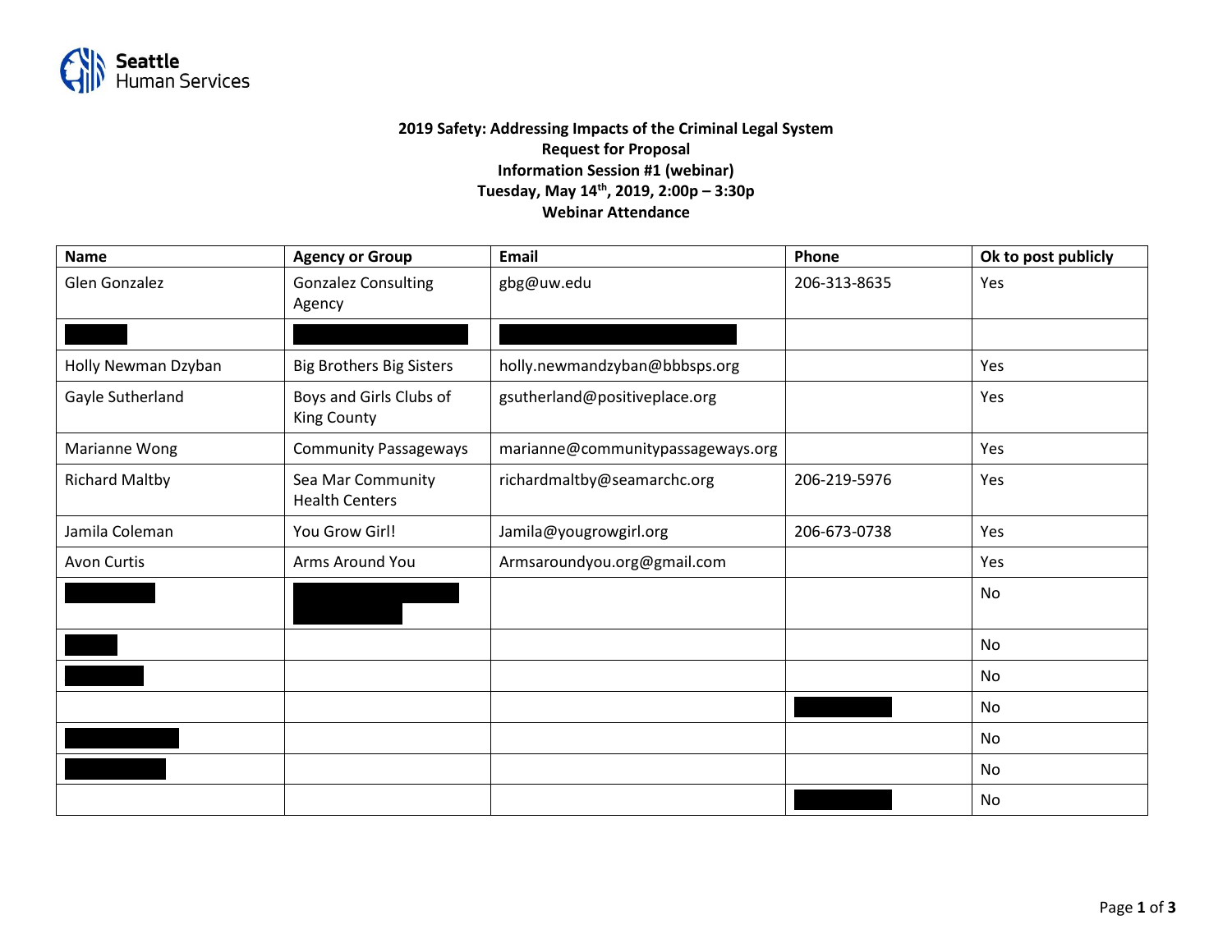**2019 Safety: Addressing Impacts of the Criminal Legal System**
**Request for Proposal**
**Information Session #1 (webinar)**
**Tuesday, May 14th, 2019, 2:00p – 3:30p**
**Webinar Attendance**

| Name | Agency or Group | Email | Phone | Ok to post publicly |
| --- | --- | --- | --- | --- |
| Glen Gonzalez | Gonzalez Consulting Agency | gbg@uw.edu | 206-313-8635 | Yes |
| [REDACTED] | [REDACTED] | [REDACTED] | | |
| Holly Newman Dzyban | Big Brothers Big Sisters | holly.newmandzyban@bbbsps.org | | Yes |
| Gayle Sutherland | Boys and Girls Clubs of King County | gsutherland@positiveplace.org | | Yes |
| Marianne Wong | Community Passageways | marianne@communitypassageways.org | | Yes |
| Richard Maltby | Sea Mar Community Health Centers | richardmaltby@seamarchc.org | 206-219-5976 | Yes |
| Jamila Coleman | You Grow Girl! | Jamila@yougrowgirl.org | 206-673-0738 | Yes |
| Avon Curtis | Arms Around You | Armsaroundyou.org@gmail.com | | Yes |
| [REDACTED] | [REDACTED] | | | No |
| [REDACTED] | | | | No |
| [REDACTED] | | | | No |
| | | | [REDACTED] | No |
| [REDACTED] | | | | No |
| [REDACTED] | | | | No |
| | | | [REDACTED] | No |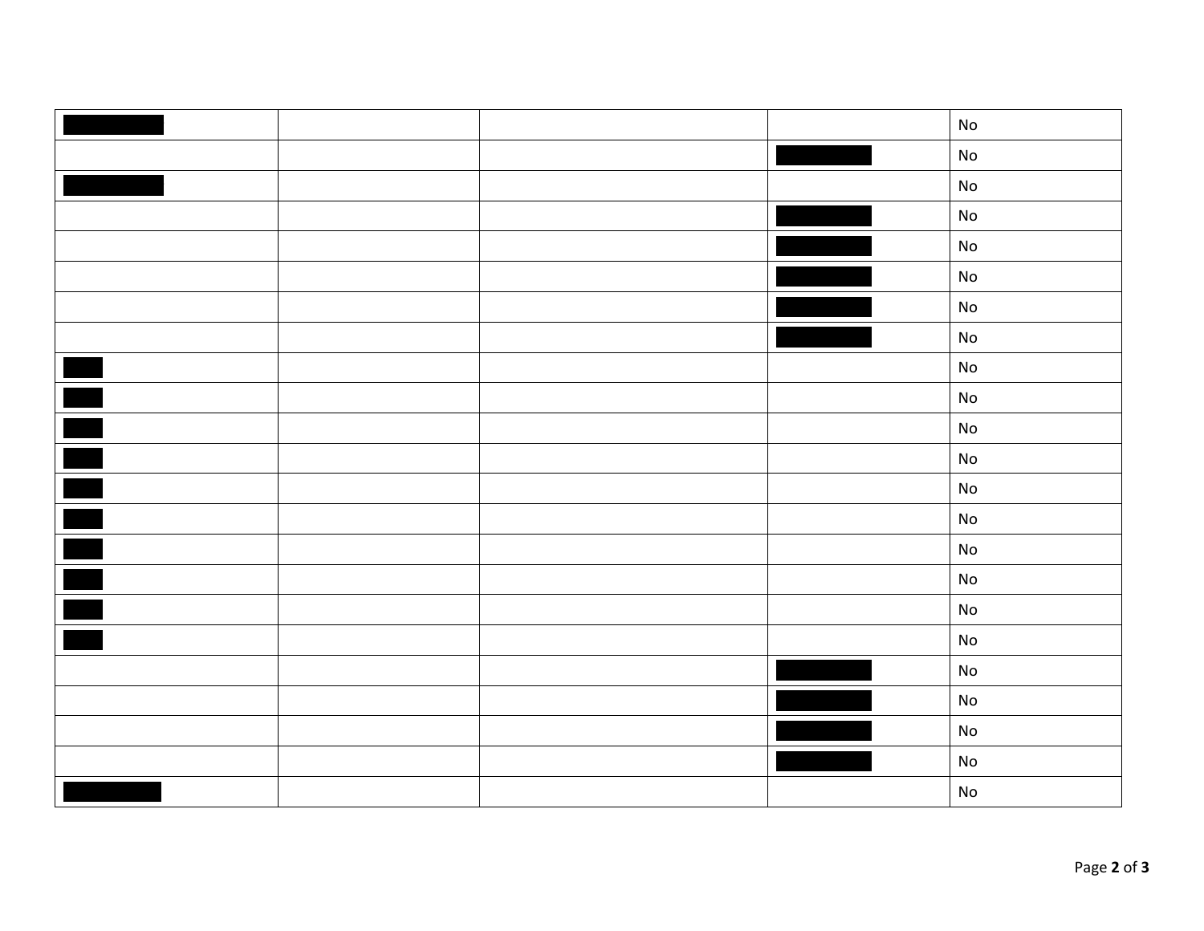| | | | | |
|---|---|---|---|---|
| [REDACTED] | | | | No |
| | | | [REDACTED] | No |
| [REDACTED] | | | | No |
| | | | [REDACTED] | No |
| | | | [REDACTED] | No |
| | | | [REDACTED] | No |
| | | | [REDACTED] | No |
| | | | [REDACTED] | No |
| [REDACTED] | | | | No |
| [REDACTED] | | | | No |
| [REDACTED] | | | | No |
| [REDACTED] | | | | No |
| [REDACTED] | | | | No |
| [REDACTED] | | | | No |
| [REDACTED] | | | | No |
| [REDACTED] | | | | No |
| [REDACTED] | | | | No |
| [REDACTED] | | | | No |
| | | | [REDACTED] | No |
| | | | [REDACTED] | No |
| | | | [REDACTED] | No |
| | | | [REDACTED] | No |
| [REDACTED] | | | | No |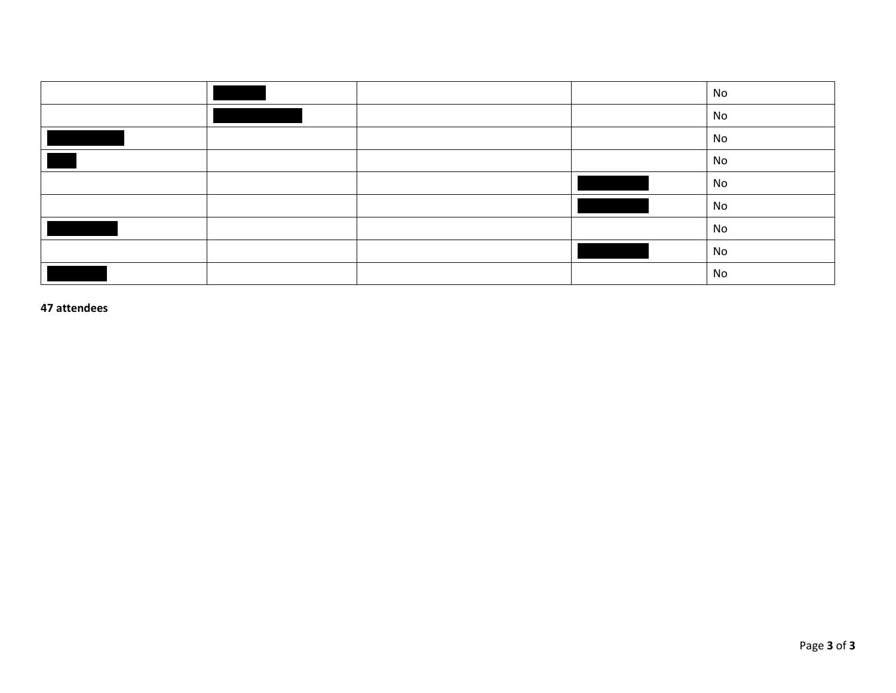| | | | | |
|---|---|---|---|---|
| | [REDACTED] | | | No |
| | [REDACTED] | | | No |
| [REDACTED] | | | | No |
| [REDACTED] | | | | No |
| | | | [REDACTED] | No |
| | | | [REDACTED] | No |
| [REDACTED] | | | | No |
| | | | [REDACTED] | No |
| [REDACTED] | | | | No |

**47 attendees**